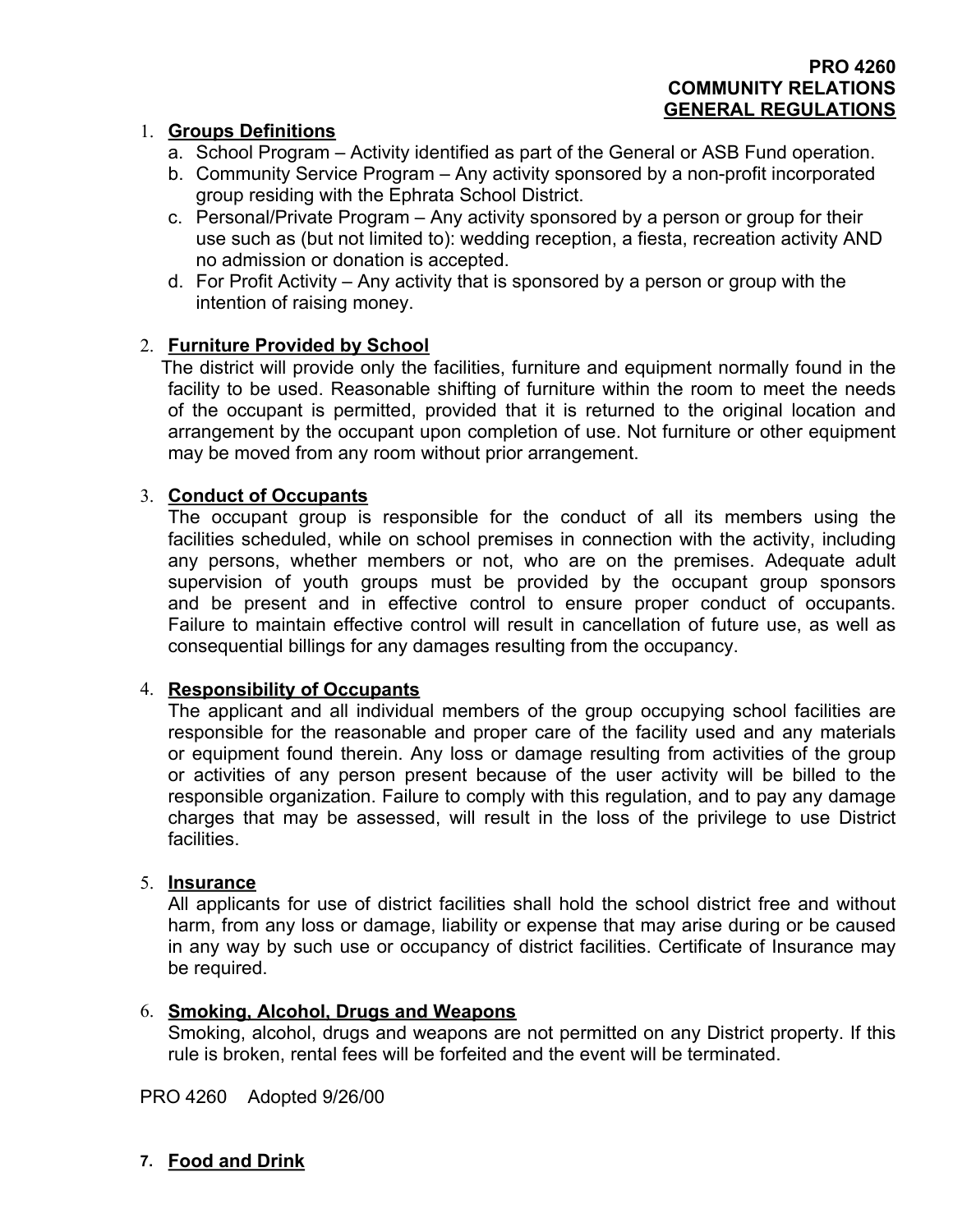**PRO 4260**
**COMMUNITY RELATIONS**
**GENERAL REGULATIONS**

1. **Groups Definitions**
   a. School Program – Activity identified as part of the General or ASB Fund operation.
   b. Community Service Program – Any activity sponsored by a non-profit incorporated group residing with the Ephrata School District.
   c. Personal/Private Program – Any activity sponsored by a person or group for their use such as (but not limited to): wedding reception, a fiesta, recreation activity AND no admission or donation is accepted.
   d. For Profit Activity – Any activity that is sponsored by a person or group with the intention of raising money.

2. **Furniture Provided by School**
   The district will provide only the facilities, furniture and equipment normally found in the facility to be used. Reasonable shifting of furniture within the room to meet the needs of the occupant is permitted, provided that it is returned to the original location and arrangement by the occupant upon completion of use. Not furniture or other equipment may be moved from any room without prior arrangement.

3. **Conduct of Occupants**
   The occupant group is responsible for the conduct of all its members using the facilities scheduled, while on school premises in connection with the activity, including any persons, whether members or not, who are on the premises. Adequate adult supervision of youth groups must be provided by the occupant group sponsors and be present and in effective control to ensure proper conduct of occupants. Failure to maintain effective control will result in cancellation of future use, as well as consequential billings for any damages resulting from the occupancy.

4. **Responsibility of Occupants**
   The applicant and all individual members of the group occupying school facilities are responsible for the reasonable and proper care of the facility used and any materials or equipment found therein. Any loss or damage resulting from activities of the group or activities of any person present because of the user activity will be billed to the responsible organization. Failure to comply with this regulation, and to pay any damage charges that may be assessed, will result in the loss of the privilege to use District facilities.

5. **Insurance**
   All applicants for use of district facilities shall hold the school district free and without harm, from any loss or damage, liability or expense that may arise during or be caused in any way by such use or occupancy of district facilities. Certificate of Insurance may be required.

6. **Smoking, Alcohol, Drugs and Weapons**
   Smoking, alcohol, drugs and weapons are not permitted on any District property. If this rule is broken, rental fees will be forfeited and the event will be terminated.

PRO 4260 Adopted 9/26/00

7. **Food and Drink**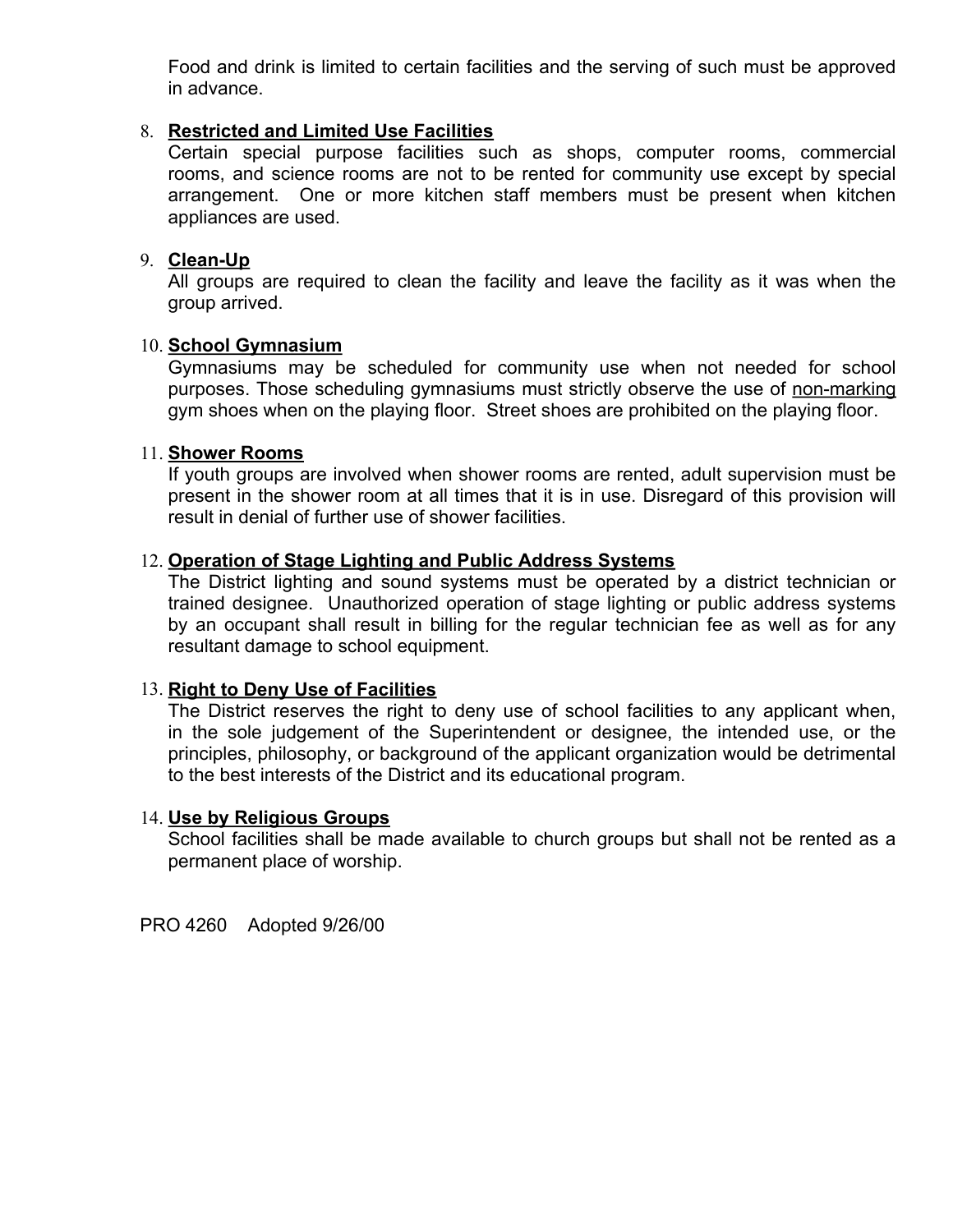Food and drink is limited to certain facilities and the serving of such must be approved in advance.

8. **Restricted and Limited Use Facilities**
   Certain special purpose facilities such as shops, computer rooms, commercial rooms, and science rooms are not to be rented for community use except by special arrangement. One or more kitchen staff members must be present when kitchen appliances are used.

9. **Clean-Up**
   All groups are required to clean the facility and leave the facility as it was when the group arrived.

10. **School Gymnasium**
    Gymnasiums may be scheduled for community use when not needed for school purposes. Those scheduling gymnasiums must strictly observe the use of non-marking gym shoes when on the playing floor. Street shoes are prohibited on the playing floor.

11. **Shower Rooms**
    If youth groups are involved when shower rooms are rented, adult supervision must be present in the shower room at all times that it is in use. Disregard of this provision will result in denial of further use of shower facilities.

12. **Operation of Stage Lighting and Public Address Systems**
    The District lighting and sound systems must be operated by a district technician or trained designee. Unauthorized operation of stage lighting or public address systems by an occupant shall result in billing for the regular technician fee as well as for any resultant damage to school equipment.

13. **Right to Deny Use of Facilities**
    The District reserves the right to deny use of school facilities to any applicant when, in the sole judgement of the Superintendent or designee, the intended use, or the principles, philosophy, or background of the applicant organization would be detrimental to the best interests of the District and its educational program.

14. **Use by Religious Groups**
    School facilities shall be made available to church groups but shall not be rented as a permanent place of worship.

PRO 4260 Adopted 9/26/00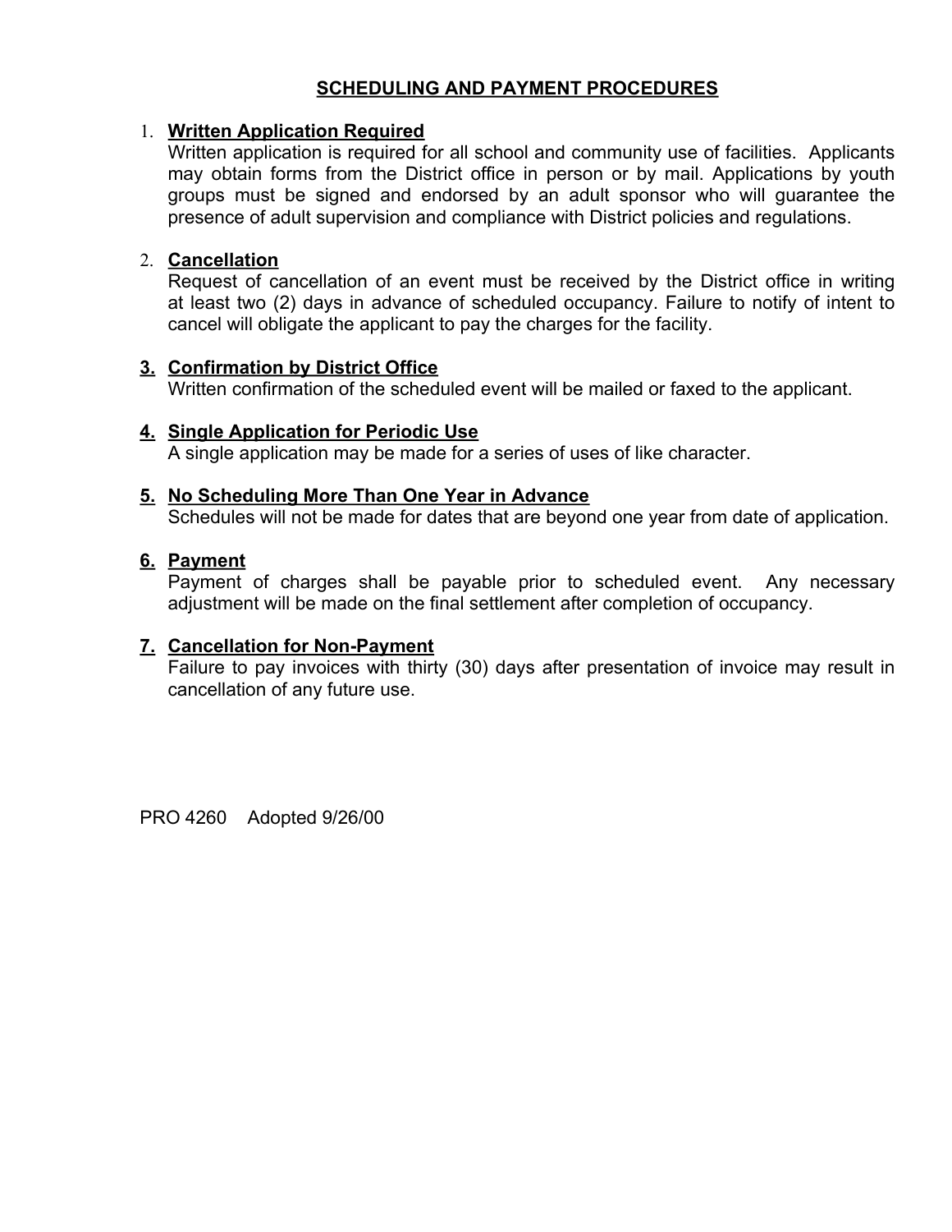## SCHEDULING AND PAYMENT PROCEDURES

1. **Written Application Required**
   Written application is required for all school and community use of facilities. Applicants may obtain forms from the District office in person or by mail. Applications by youth groups must be signed and endorsed by an adult sponsor who will guarantee the presence of adult supervision and compliance with District policies and regulations.

2. **Cancellation**
   Request of cancellation of an event must be received by the District office in writing at least two (2) days in advance of scheduled occupancy. Failure to notify of intent to cancel will obligate the applicant to pay the charges for the facility.

3. **Confirmation by District Office**
   Written confirmation of the scheduled event will be mailed or faxed to the applicant.

4. **Single Application for Periodic Use**
   A single application may be made for a series of uses of like character.

5. **No Scheduling More Than One Year in Advance**
   Schedules will not be made for dates that are beyond one year from date of application.

6. **Payment**
   Payment of charges shall be payable prior to scheduled event. Any necessary adjustment will be made on the final settlement after completion of occupancy.

7. **Cancellation for Non-Payment**
   Failure to pay invoices with thirty (30) days after presentation of invoice may result in cancellation of any future use.

PRO 4260 Adopted 9/26/00